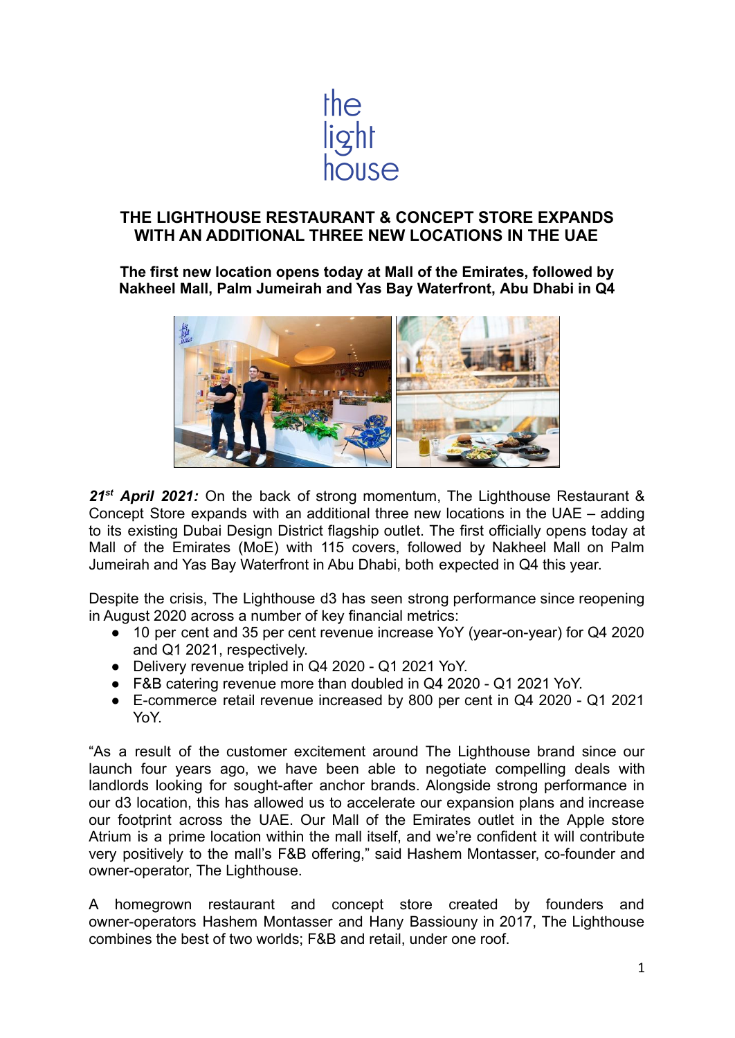# THE LIGHTHOUSE RESTAURANT & CONCEPT STORE EXPANDS WITH AN ADDITIONAL THREE NEW LOCATIONS IN THE UAE

**The first new location opens today at Mall of the Emirates, followed by Nakheel Mall, Palm Jumeirah and Yas Bay Waterfront, Abu Dhabi in Q4**

***21st April 2021:*** On the back of strong momentum, The Lighthouse Restaurant & Concept Store expands with an additional three new locations in the UAE – adding to its existing Dubai Design District flagship outlet. The first officially opens today at Mall of the Emirates (MoE) with 115 covers, followed by Nakheel Mall on Palm Jumeirah and Yas Bay Waterfront in Abu Dhabi, both expected in Q4 this year.

Despite the crisis, The Lighthouse d3 has seen strong performance since reopening in August 2020 across a number of key financial metrics:

- 10 per cent and 35 per cent revenue increase YoY (year-on-year) for Q4 2020 and Q1 2021, respectively.
- Delivery revenue tripled in Q4 2020 - Q1 2021 YoY.
- F&B catering revenue more than doubled in Q4 2020 - Q1 2021 YoY.
- E-commerce retail revenue increased by 800 per cent in Q4 2020 - Q1 2021 YoY.

"As a result of the customer excitement around The Lighthouse brand since our launch four years ago, we have been able to negotiate compelling deals with landlords looking for sought-after anchor brands. Alongside strong performance in our d3 location, this has allowed us to accelerate our expansion plans and increase our footprint across the UAE. Our Mall of the Emirates outlet in the Apple store Atrium is a prime location within the mall itself, and we're confident it will contribute very positively to the mall's F&B offering," said Hashem Montasser, co-founder and owner-operator, The Lighthouse.

A homegrown restaurant and concept store created by founders and owner-operators Hashem Montasser and Hany Bassiouny in 2017, The Lighthouse combines the best of two worlds; F&B and retail, under one roof.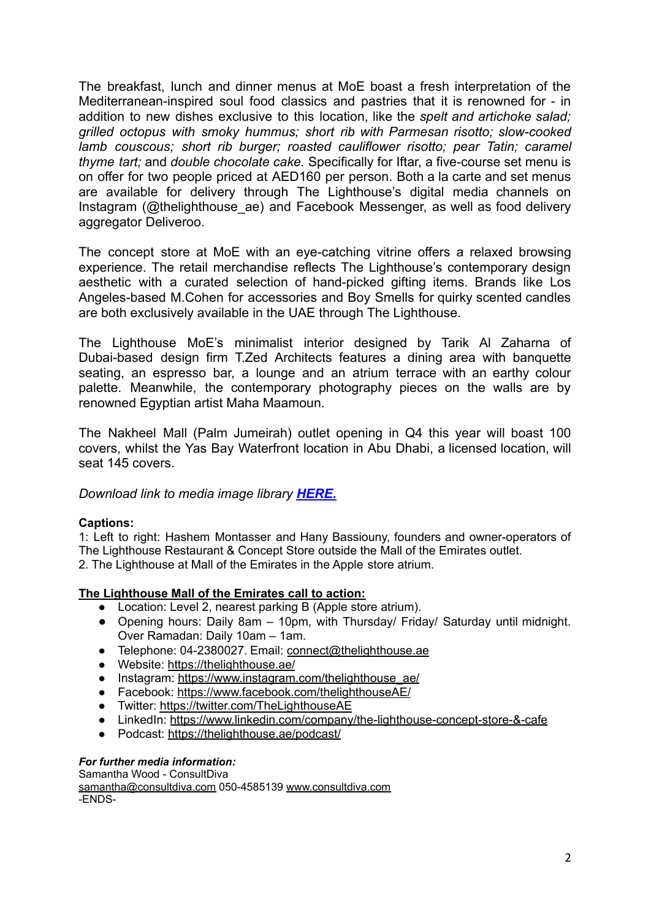The breakfast, lunch and dinner menus at MoE boast a fresh interpretation of the Mediterranean-inspired soul food classics and pastries that it is renowned for - in addition to new dishes exclusive to this location, like the *spelt and artichoke salad; grilled octopus with smoky hummus; short rib with Parmesan risotto; slow-cooked lamb couscous; short rib burger; roasted cauliflower risotto; pear Tatin; caramel thyme tart;* and *double chocolate cake.* Specifically for Iftar, a five-course set menu is on offer for two people priced at AED160 per person. Both a la carte and set menus are available for delivery through The Lighthouse's digital media channels on Instagram (@thelighthouse_ae) and Facebook Messenger, as well as food delivery aggregator Deliveroo.

The concept store at MoE with an eye-catching vitrine offers a relaxed browsing experience. The retail merchandise reflects The Lighthouse's contemporary design aesthetic with a curated selection of hand-picked gifting items. Brands like Los Angeles-based M.Cohen for accessories and Boy Smells for quirky scented candles are both exclusively available in the UAE through The Lighthouse.

The Lighthouse MoE's minimalist interior designed by Tarik Al Zaharna of Dubai-based design firm T.Zed Architects features a dining area with banquette seating, an espresso bar, a lounge and an atrium terrace with an earthy colour palette. Meanwhile, the contemporary photography pieces on the walls are by renowned Egyptian artist Maha Maamoun.

The Nakheel Mall (Palm Jumeirah) outlet opening in Q4 this year will boast 100 covers, whilst the Yas Bay Waterfront location in Abu Dhabi, a licensed location, will seat 145 covers.

*Download link to media image library* ***HERE.***

**Captions:**

1: Left to right: Hashem Montasser and Hany Bassiouny, founders and owner-operators of The Lighthouse Restaurant & Concept Store outside the Mall of the Emirates outlet.
2. The Lighthouse at Mall of the Emirates in the Apple store atrium.

**The Lighthouse Mall of the Emirates call to action:**

- Location: Level 2, nearest parking B (Apple store atrium).
- Opening hours: Daily 8am – 10pm, with Thursday/ Friday/ Saturday until midnight. Over Ramadan: Daily 10am – 1am.
- Telephone: 04-2380027. Email: connect@thelighthouse.ae
- Website: https://thelighthouse.ae/
- Instagram: https://www.instagram.com/thelighthouse_ae/
- Facebook: https://www.facebook.com/thelighthouseAE/
- Twitter: https://twitter.com/TheLighthouseAE
- LinkedIn: https://www.linkedin.com/company/the-lighthouse-concept-store-&-cafe
- Podcast: https://thelighthouse.ae/podcast/

***For further media information:***
Samantha Wood - ConsultDiva
samantha@consultdiva.com 050-4585139 www.consultdiva.com
-ENDS-